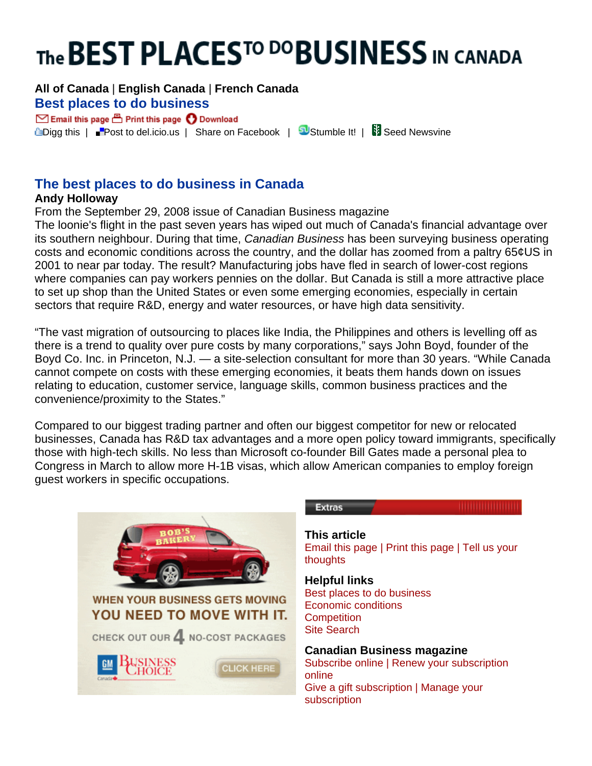# The BEST PLACES TO DO BUSINESS IN CANADA

**All of Canada** | **English Canada** | **French Canada**

## Best places to do business

Email this page | Print this page | Download

Digg this | Post to del.icio.us | Share on Facebook | Stumble It! | Seed Newsvine

## The best places to do business in Canada

**Andy Holloway**

From the September 29, 2008 issue of Canadian Business magazine

The loonie's flight in the past seven years has wiped out much of Canada's financial advantage over its southern neighbour. During that time, *Canadian Business* has been surveying business operating costs and economic conditions across the country, and the dollar has zoomed from a paltry 65¢US in 2001 to near par today. The result? Manufacturing jobs have fled in search of lower-cost regions where companies can pay workers pennies on the dollar. But Canada is still a more attractive place to set up shop than the United States or even some emerging economies, especially in certain sectors that require R&D, energy and water resources, or have high data sensitivity.

"The vast migration of outsourcing to places like India, the Philippines and others is levelling off as there is a trend to quality over pure costs by many corporations," says John Boyd, founder of the Boyd Co. Inc. in Princeton, N.J. — a site-selection consultant for more than 30 years. "While Canada cannot compete on costs with these emerging economies, it beats them hands down on issues relating to education, customer service, language skills, common business practices and the convenience/proximity to the States."

Compared to our biggest trading partner and often our biggest competitor for new or relocated businesses, Canada has R&D tax advantages and a more open policy toward immigrants, specifically those with high-tech skills. No less than Microsoft co-founder Bill Gates made a personal plea to Congress in March to allow more H-1B visas, which allow American companies to employ foreign guest workers in specific occupations.

**Extras**

**This article**

Email this page | Print this page | Tell us your thoughts

**Helpful links**

Best places to do business
Economic conditions
Competition
Site Search

**Canadian Business magazine**

Subscribe online | Renew your subscription online
Give a gift subscription | Manage your subscription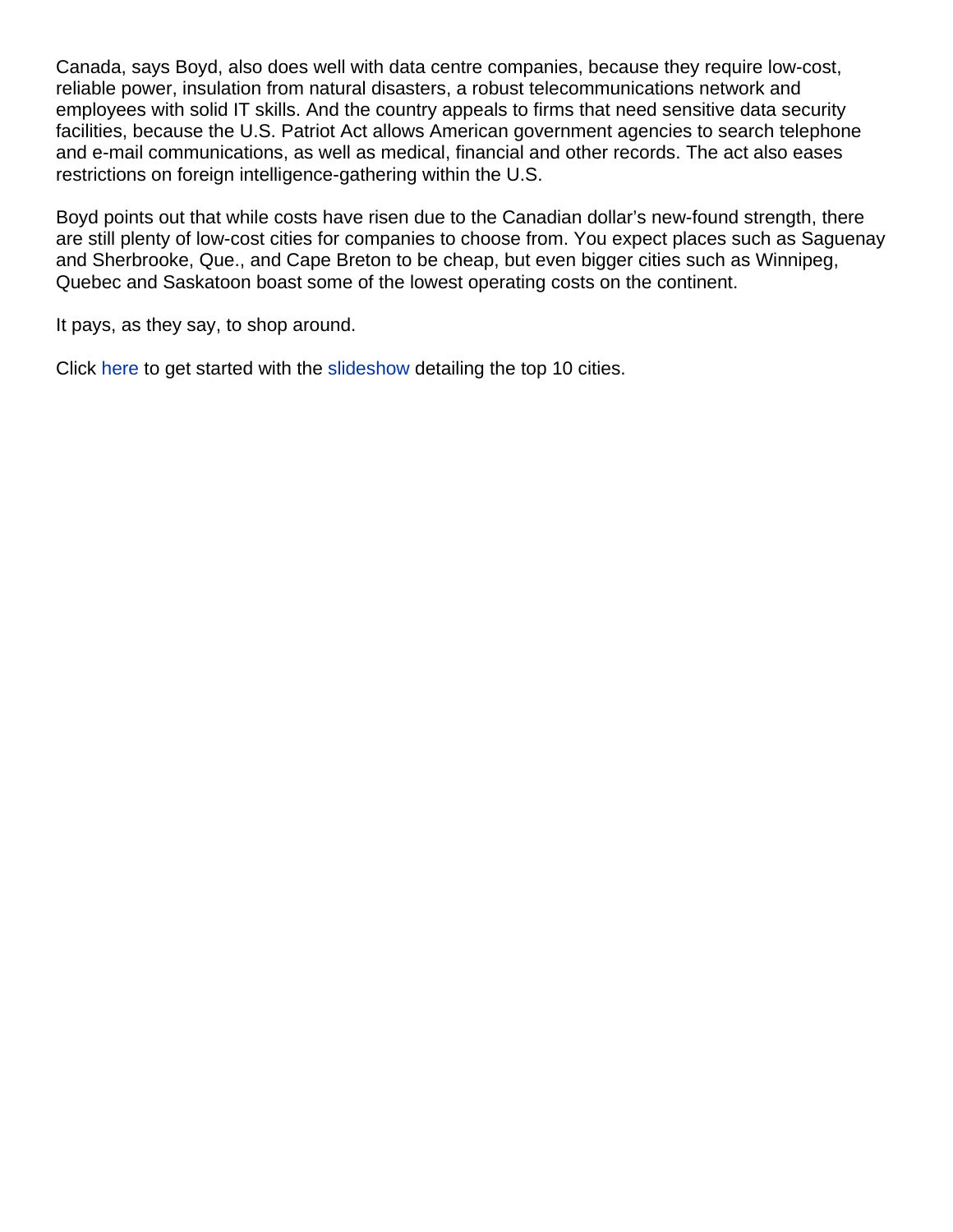Canada, says Boyd, also does well with data centre companies, because they require low-cost, reliable power, insulation from natural disasters, a robust telecommunications network and employees with solid IT skills. And the country appeals to firms that need sensitive data security facilities, because the U.S. Patriot Act allows American government agencies to search telephone and e-mail communications, as well as medical, financial and other records. The act also eases restrictions on foreign intelligence-gathering within the U.S.

Boyd points out that while costs have risen due to the Canadian dollar's new-found strength, there are still plenty of low-cost cities for companies to choose from. You expect places such as Saguenay and Sherbrooke, Que., and Cape Breton to be cheap, but even bigger cities such as Winnipeg, Quebec and Saskatoon boast some of the lowest operating costs on the continent.

It pays, as they say, to shop around.

Click here to get started with the slideshow detailing the top 10 cities.